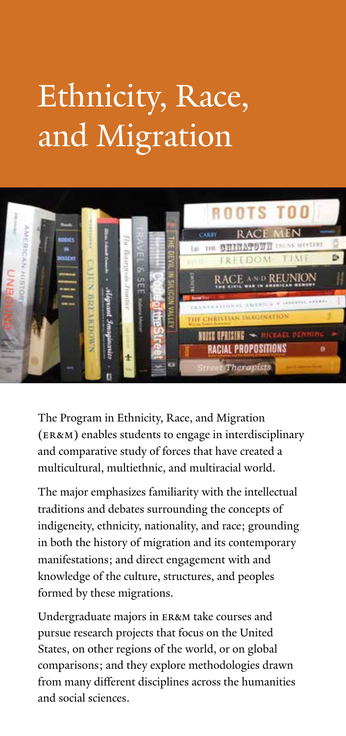# Ethnicity, Race, and Migration

The Program in Ethnicity, Race, and Migration (ER&M) enables students to engage in interdisciplinary and comparative study of forces that have created a multicultural, multiethnic, and multiracial world.

The major emphasizes familiarity with the intellectual traditions and debates surrounding the concepts of indigeneity, ethnicity, nationality, and race; grounding in both the history of migration and its contemporary manifestations; and direct engagement with and knowledge of the culture, structures, and peoples formed by these migrations.

Undergraduate majors in ER&M take courses and pursue research projects that focus on the United States, on other regions of the world, or on global comparisons; and they explore methodologies drawn from many different disciplines across the humanities and social sciences.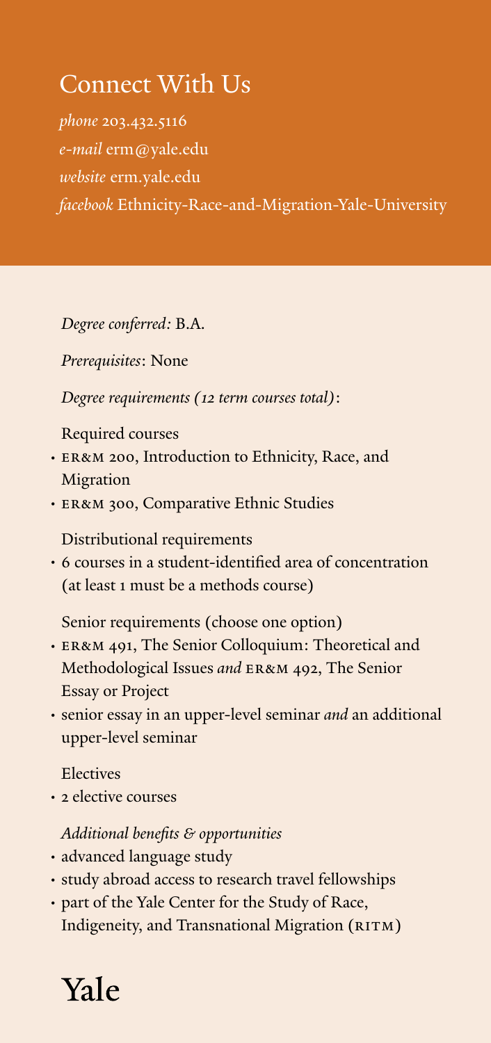## Connect With Us

*phone* 203.432.5116
*e-mail* erm@yale.edu
*website* erm.yale.edu
*facebook* Ethnicity-Race-and-Migration-Yale-University

*Degree conferred:* B.A.

*Prerequisites*: None

*Degree requirements (12 term courses total)*:

Required courses

- ER&M 200, Introduction to Ethnicity, Race, and Migration
- ER&M 300, Comparative Ethnic Studies

Distributional requirements

- 6 courses in a student-identified area of concentration (at least 1 must be a methods course)

Senior requirements (choose one option)

- ER&M 491, The Senior Colloquium: Theoretical and Methodological Issues *and* ER&M 492, The Senior Essay or Project
- senior essay in an upper-level seminar *and* an additional upper-level seminar

Electives

- 2 elective courses

*Additional benefits & opportunities*

- advanced language study
- study abroad access to research travel fellowships
- part of the Yale Center for the Study of Race, Indigeneity, and Transnational Migration (RITM)

Yale